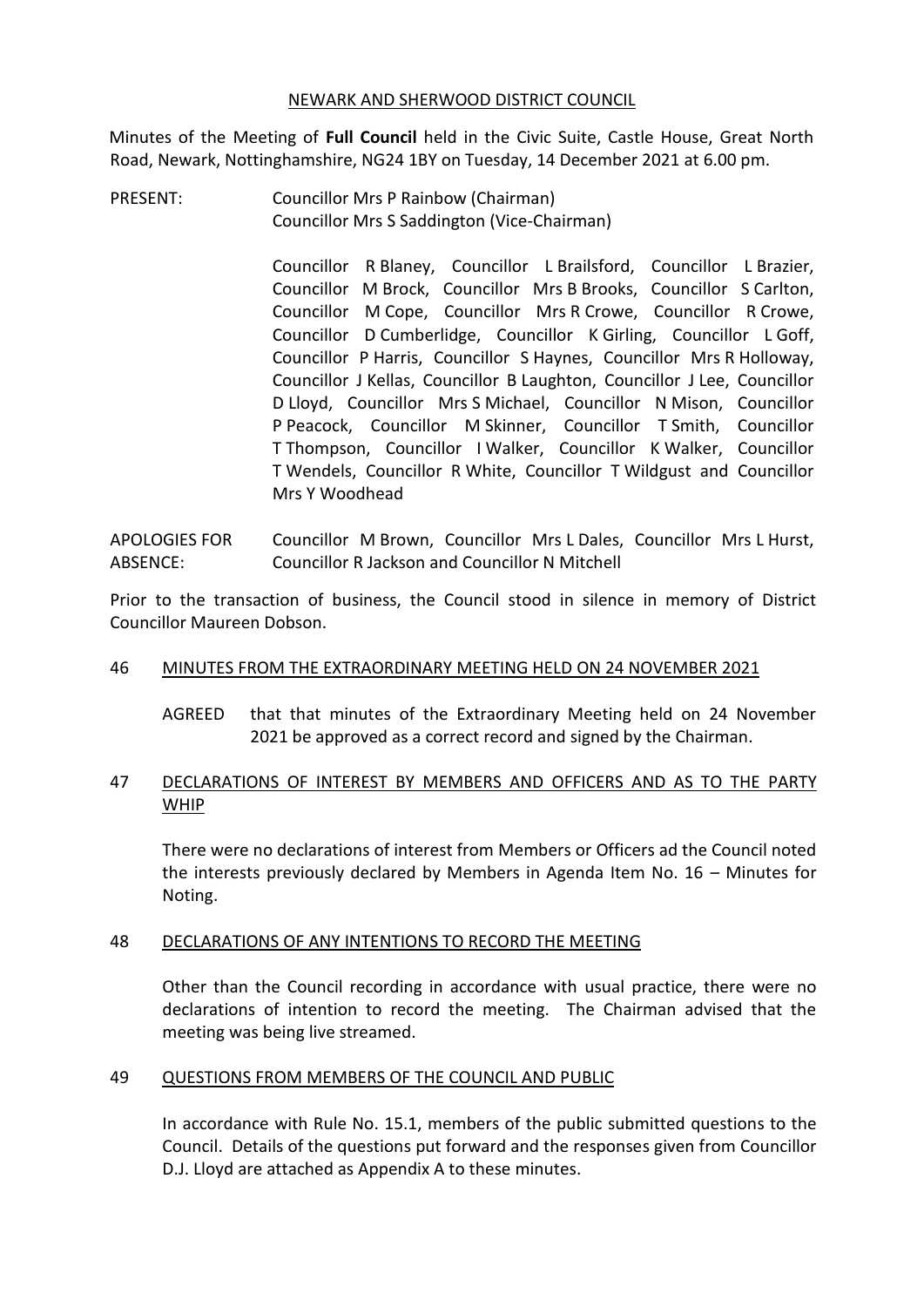NEWARK AND SHERWOOD DISTRICT COUNCIL

Minutes of the Meeting of **Full Council** held in the Civic Suite, Castle House, Great North Road, Newark, Nottinghamshire, NG24 1BY on Tuesday, 14 December 2021 at 6.00 pm.

PRESENT: Councillor Mrs P Rainbow (Chairman)
Councillor Mrs S Saddington (Vice-Chairman)

Councillor R Blaney, Councillor L Brailsford, Councillor L Brazier, Councillor M Brock, Councillor Mrs B Brooks, Councillor S Carlton, Councillor M Cope, Councillor Mrs R Crowe, Councillor R Crowe, Councillor D Cumberlidge, Councillor K Girling, Councillor L Goff, Councillor P Harris, Councillor S Haynes, Councillor Mrs R Holloway, Councillor J Kellas, Councillor B Laughton, Councillor J Lee, Councillor D Lloyd, Councillor Mrs S Michael, Councillor N Mison, Councillor P Peacock, Councillor M Skinner, Councillor T Smith, Councillor T Thompson, Councillor I Walker, Councillor K Walker, Councillor T Wendels, Councillor R White, Councillor T Wildgust and Councillor Mrs Y Woodhead

APOLOGIES FOR ABSENCE: Councillor M Brown, Councillor Mrs L Dales, Councillor Mrs L Hurst, Councillor R Jackson and Councillor N Mitchell

Prior to the transaction of business, the Council stood in silence in memory of District Councillor Maureen Dobson.

## 46 MINUTES FROM THE EXTRAORDINARY MEETING HELD ON 24 NOVEMBER 2021

AGREED that that minutes of the Extraordinary Meeting held on 24 November 2021 be approved as a correct record and signed by the Chairman.

## 47 DECLARATIONS OF INTEREST BY MEMBERS AND OFFICERS AND AS TO THE PARTY WHIP

There were no declarations of interest from Members or Officers ad the Council noted the interests previously declared by Members in Agenda Item No. 16 – Minutes for Noting.

## 48 DECLARATIONS OF ANY INTENTIONS TO RECORD THE MEETING

Other than the Council recording in accordance with usual practice, there were no declarations of intention to record the meeting. The Chairman advised that the meeting was being live streamed.

## 49 QUESTIONS FROM MEMBERS OF THE COUNCIL AND PUBLIC

In accordance with Rule No. 15.1, members of the public submitted questions to the Council. Details of the questions put forward and the responses given from Councillor D.J. Lloyd are attached as Appendix A to these minutes.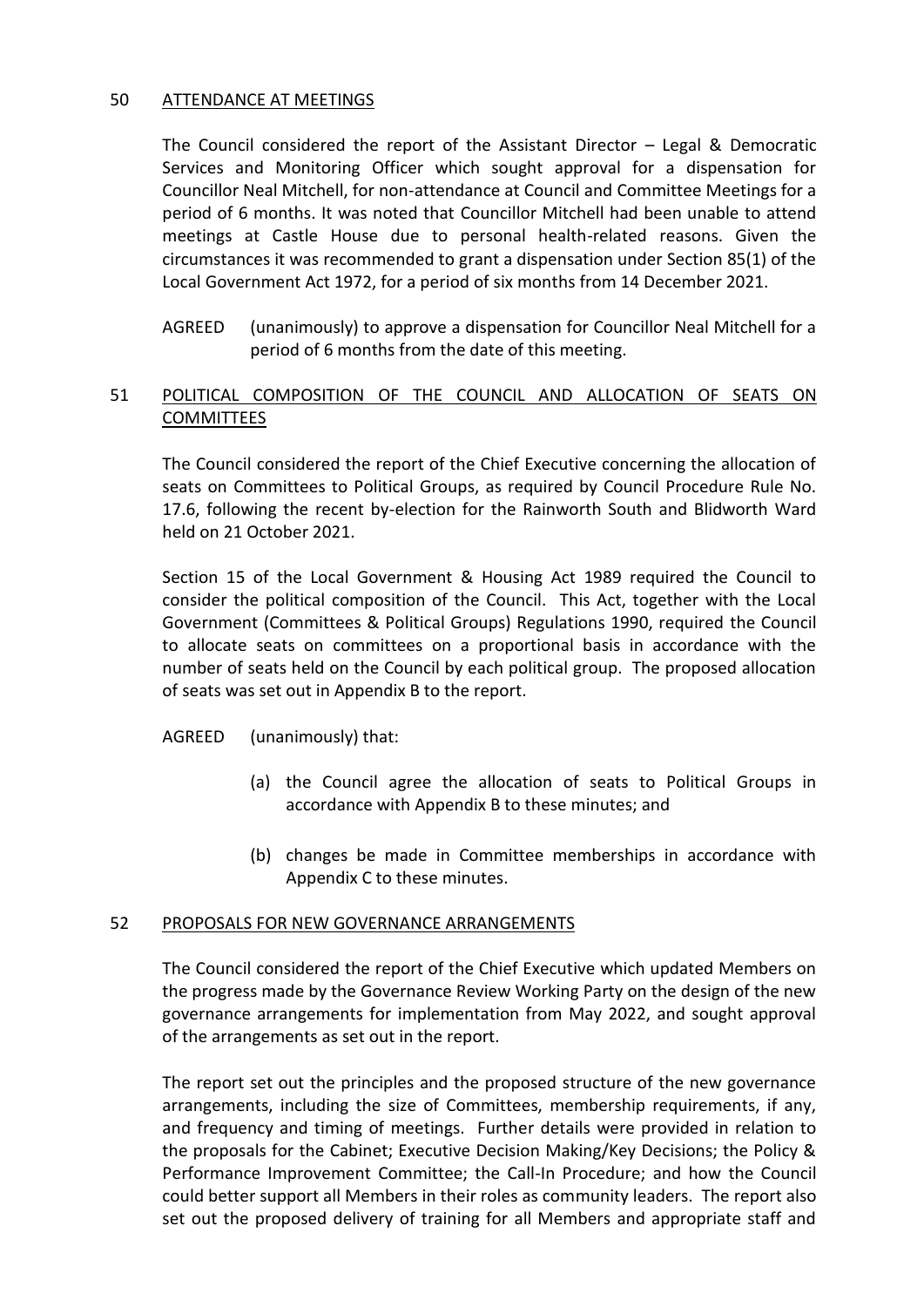## 50 ATTENDANCE AT MEETINGS

The Council considered the report of the Assistant Director – Legal & Democratic Services and Monitoring Officer which sought approval for a dispensation for Councillor Neal Mitchell, for non-attendance at Council and Committee Meetings for a period of 6 months. It was noted that Councillor Mitchell had been unable to attend meetings at Castle House due to personal health-related reasons. Given the circumstances it was recommended to grant a dispensation under Section 85(1) of the Local Government Act 1972, for a period of six months from 14 December 2021.

AGREED (unanimously) to approve a dispensation for Councillor Neal Mitchell for a period of 6 months from the date of this meeting.

## 51 POLITICAL COMPOSITION OF THE COUNCIL AND ALLOCATION OF SEATS ON COMMITTEES

The Council considered the report of the Chief Executive concerning the allocation of seats on Committees to Political Groups, as required by Council Procedure Rule No. 17.6, following the recent by-election for the Rainworth South and Blidworth Ward held on 21 October 2021.

Section 15 of the Local Government & Housing Act 1989 required the Council to consider the political composition of the Council. This Act, together with the Local Government (Committees & Political Groups) Regulations 1990, required the Council to allocate seats on committees on a proportional basis in accordance with the number of seats held on the Council by each political group. The proposed allocation of seats was set out in Appendix B to the report.

AGREED (unanimously) that:

(a) the Council agree the allocation of seats to Political Groups in accordance with Appendix B to these minutes; and

(b) changes be made in Committee memberships in accordance with Appendix C to these minutes.

## 52 PROPOSALS FOR NEW GOVERNANCE ARRANGEMENTS

The Council considered the report of the Chief Executive which updated Members on the progress made by the Governance Review Working Party on the design of the new governance arrangements for implementation from May 2022, and sought approval of the arrangements as set out in the report.

The report set out the principles and the proposed structure of the new governance arrangements, including the size of Committees, membership requirements, if any, and frequency and timing of meetings. Further details were provided in relation to the proposals for the Cabinet; Executive Decision Making/Key Decisions; the Policy & Performance Improvement Committee; the Call-In Procedure; and how the Council could better support all Members in their roles as community leaders. The report also set out the proposed delivery of training for all Members and appropriate staff and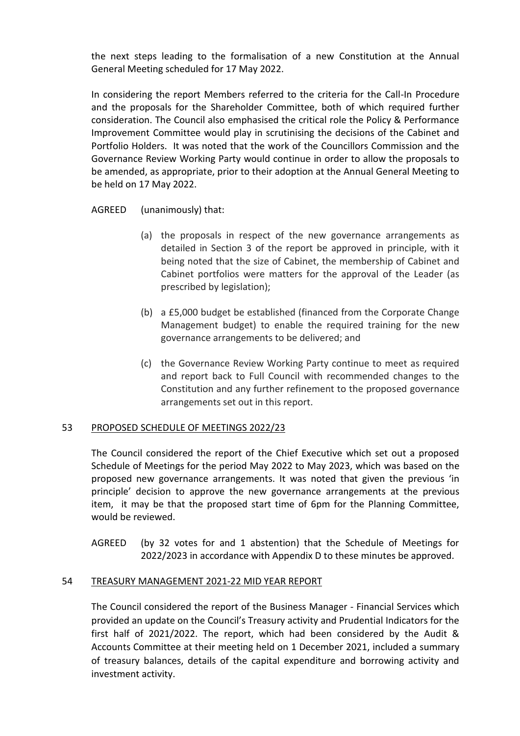the next steps leading to the formalisation of a new Constitution at the Annual General Meeting scheduled for 17 May 2022.

In considering the report Members referred to the criteria for the Call-In Procedure and the proposals for the Shareholder Committee, both of which required further consideration. The Council also emphasised the critical role the Policy & Performance Improvement Committee would play in scrutinising the decisions of the Cabinet and Portfolio Holders. It was noted that the work of the Councillors Commission and the Governance Review Working Party would continue in order to allow the proposals to be amended, as appropriate, prior to their adoption at the Annual General Meeting to be held on 17 May 2022.

AGREED (unanimously) that:

(a) the proposals in respect of the new governance arrangements as detailed in Section 3 of the report be approved in principle, with it being noted that the size of Cabinet, the membership of Cabinet and Cabinet portfolios were matters for the approval of the Leader (as prescribed by legislation);

(b) a £5,000 budget be established (financed from the Corporate Change Management budget) to enable the required training for the new governance arrangements to be delivered; and

(c) the Governance Review Working Party continue to meet as required and report back to Full Council with recommended changes to the Constitution and any further refinement to the proposed governance arrangements set out in this report.

## 53 PROPOSED SCHEDULE OF MEETINGS 2022/23

The Council considered the report of the Chief Executive which set out a proposed Schedule of Meetings for the period May 2022 to May 2023, which was based on the proposed new governance arrangements. It was noted that given the previous 'in principle' decision to approve the new governance arrangements at the previous item, it may be that the proposed start time of 6pm for the Planning Committee, would be reviewed.

AGREED (by 32 votes for and 1 abstention) that the Schedule of Meetings for 2022/2023 in accordance with Appendix D to these minutes be approved.

## 54 TREASURY MANAGEMENT 2021-22 MID YEAR REPORT

The Council considered the report of the Business Manager - Financial Services which provided an update on the Council's Treasury activity and Prudential Indicators for the first half of 2021/2022. The report, which had been considered by the Audit & Accounts Committee at their meeting held on 1 December 2021, included a summary of treasury balances, details of the capital expenditure and borrowing activity and investment activity.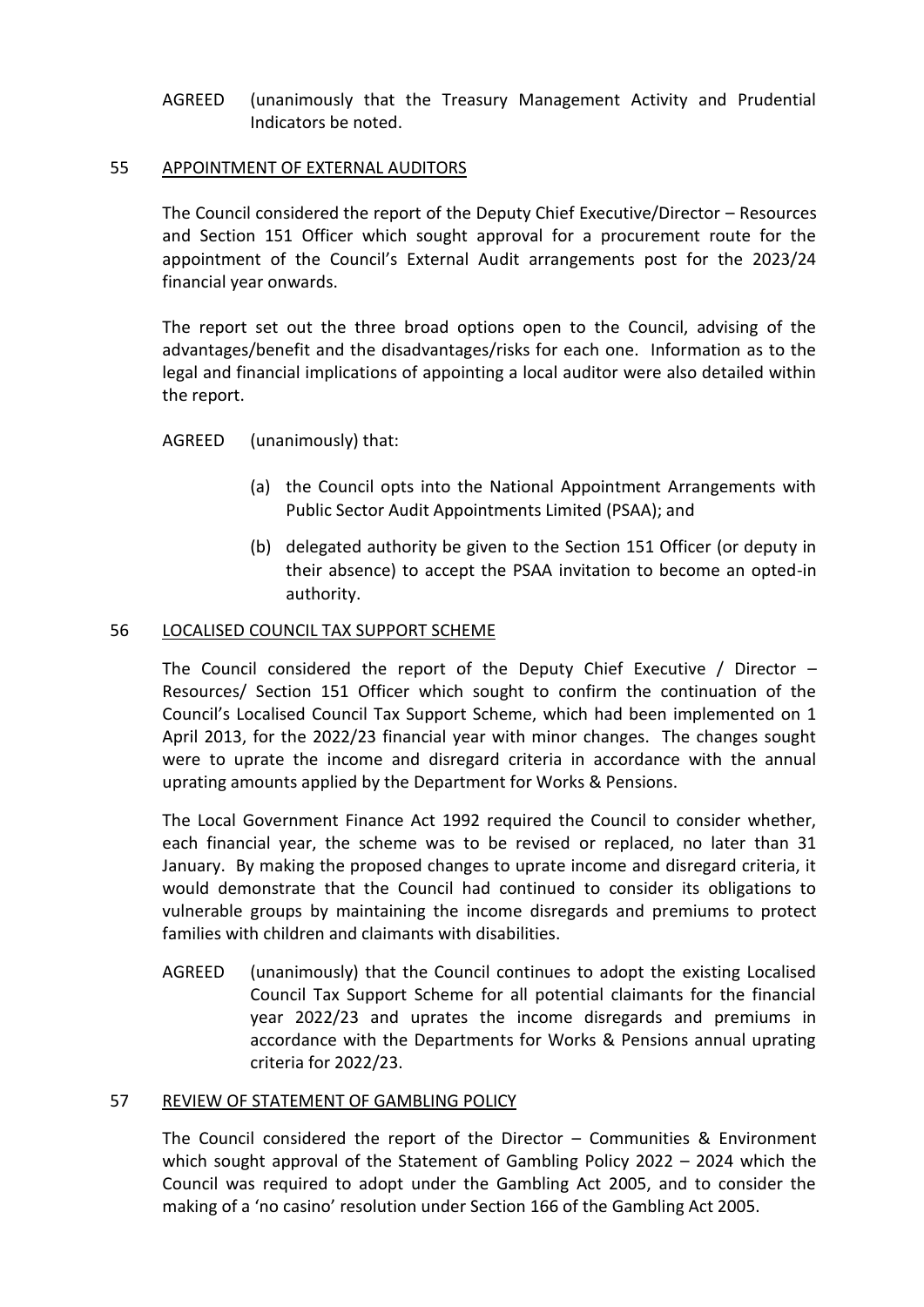AGREED (unanimously that the Treasury Management Activity and Prudential Indicators be noted.

## 55 APPOINTMENT OF EXTERNAL AUDITORS

The Council considered the report of the Deputy Chief Executive/Director – Resources and Section 151 Officer which sought approval for a procurement route for the appointment of the Council's External Audit arrangements post for the 2023/24 financial year onwards.

The report set out the three broad options open to the Council, advising of the advantages/benefit and the disadvantages/risks for each one. Information as to the legal and financial implications of appointing a local auditor were also detailed within the report.

AGREED (unanimously) that:

(a) the Council opts into the National Appointment Arrangements with Public Sector Audit Appointments Limited (PSAA); and

(b) delegated authority be given to the Section 151 Officer (or deputy in their absence) to accept the PSAA invitation to become an opted-in authority.

## 56 LOCALISED COUNCIL TAX SUPPORT SCHEME

The Council considered the report of the Deputy Chief Executive / Director – Resources/ Section 151 Officer which sought to confirm the continuation of the Council's Localised Council Tax Support Scheme, which had been implemented on 1 April 2013, for the 2022/23 financial year with minor changes. The changes sought were to uprate the income and disregard criteria in accordance with the annual uprating amounts applied by the Department for Works & Pensions.

The Local Government Finance Act 1992 required the Council to consider whether, each financial year, the scheme was to be revised or replaced, no later than 31 January. By making the proposed changes to uprate income and disregard criteria, it would demonstrate that the Council had continued to consider its obligations to vulnerable groups by maintaining the income disregards and premiums to protect families with children and claimants with disabilities.

AGREED (unanimously) that the Council continues to adopt the existing Localised Council Tax Support Scheme for all potential claimants for the financial year 2022/23 and uprates the income disregards and premiums in accordance with the Departments for Works & Pensions annual uprating criteria for 2022/23.

## 57 REVIEW OF STATEMENT OF GAMBLING POLICY

The Council considered the report of the Director – Communities & Environment which sought approval of the Statement of Gambling Policy 2022 – 2024 which the Council was required to adopt under the Gambling Act 2005, and to consider the making of a 'no casino' resolution under Section 166 of the Gambling Act 2005.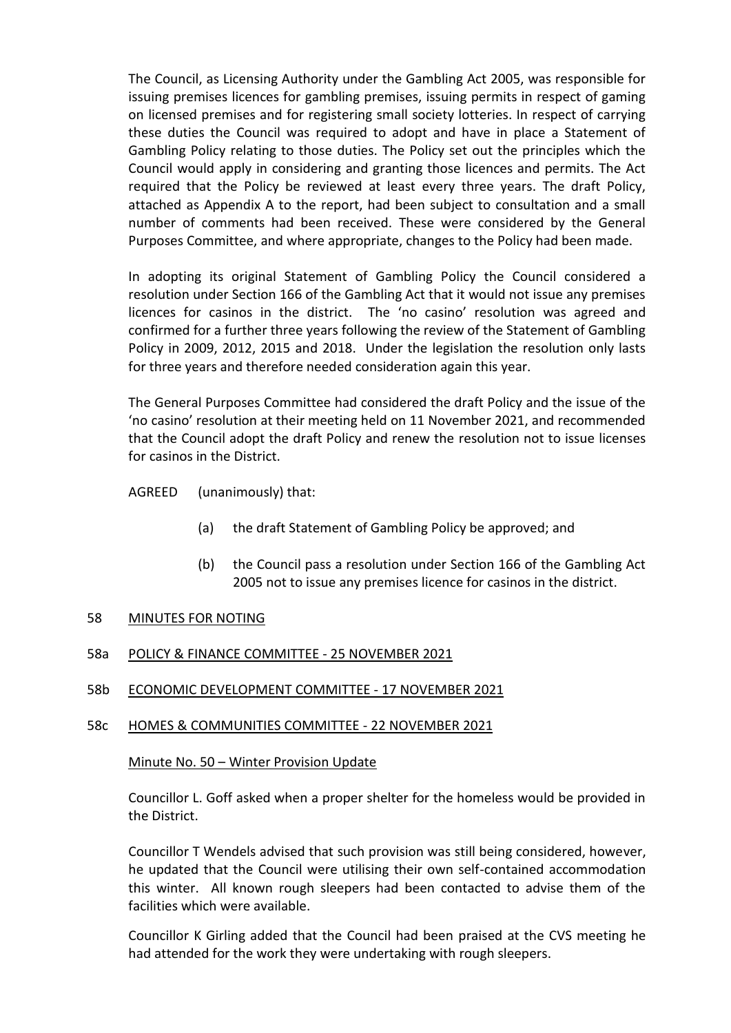The Council, as Licensing Authority under the Gambling Act 2005, was responsible for issuing premises licences for gambling premises, issuing permits in respect of gaming on licensed premises and for registering small society lotteries. In respect of carrying these duties the Council was required to adopt and have in place a Statement of Gambling Policy relating to those duties. The Policy set out the principles which the Council would apply in considering and granting those licences and permits. The Act required that the Policy be reviewed at least every three years. The draft Policy, attached as Appendix A to the report, had been subject to consultation and a small number of comments had been received. These were considered by the General Purposes Committee, and where appropriate, changes to the Policy had been made.

In adopting its original Statement of Gambling Policy the Council considered a resolution under Section 166 of the Gambling Act that it would not issue any premises licences for casinos in the district. The 'no casino' resolution was agreed and confirmed for a further three years following the review of the Statement of Gambling Policy in 2009, 2012, 2015 and 2018. Under the legislation the resolution only lasts for three years and therefore needed consideration again this year.

The General Purposes Committee had considered the draft Policy and the issue of the 'no casino' resolution at their meeting held on 11 November 2021, and recommended that the Council adopt the draft Policy and renew the resolution not to issue licenses for casinos in the District.

AGREED (unanimously) that:

(a) the draft Statement of Gambling Policy be approved; and

(b) the Council pass a resolution under Section 166 of the Gambling Act 2005 not to issue any premises licence for casinos in the district.

## 58 MINUTES FOR NOTING

### 58a POLICY & FINANCE COMMITTEE - 25 NOVEMBER 2021

### 58b ECONOMIC DEVELOPMENT COMMITTEE - 17 NOVEMBER 2021

### 58c HOMES & COMMUNITIES COMMITTEE - 22 NOVEMBER 2021

Minute No. 50 – Winter Provision Update

Councillor L. Goff asked when a proper shelter for the homeless would be provided in the District.

Councillor T Wendels advised that such provision was still being considered, however, he updated that the Council were utilising their own self-contained accommodation this winter. All known rough sleepers had been contacted to advise them of the facilities which were available.

Councillor K Girling added that the Council had been praised at the CVS meeting he had attended for the work they were undertaking with rough sleepers.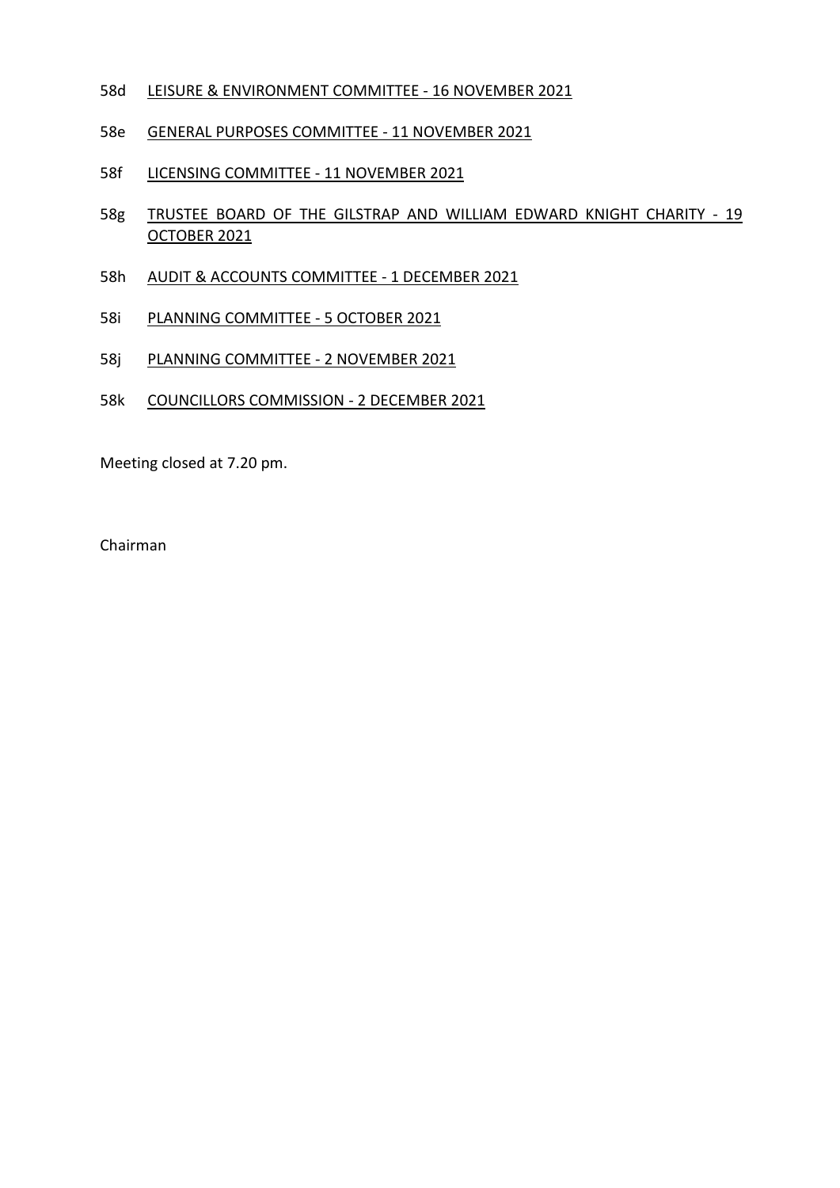58d LEISURE & ENVIRONMENT COMMITTEE - 16 NOVEMBER 2021

58e GENERAL PURPOSES COMMITTEE - 11 NOVEMBER 2021

58f LICENSING COMMITTEE - 11 NOVEMBER 2021

58g TRUSTEE BOARD OF THE GILSTRAP AND WILLIAM EDWARD KNIGHT CHARITY - 19 OCTOBER 2021

58h AUDIT & ACCOUNTS COMMITTEE - 1 DECEMBER 2021

58i PLANNING COMMITTEE - 5 OCTOBER 2021

58j PLANNING COMMITTEE - 2 NOVEMBER 2021

58k COUNCILLORS COMMISSION - 2 DECEMBER 2021

Meeting closed at 7.20 pm.

Chairman